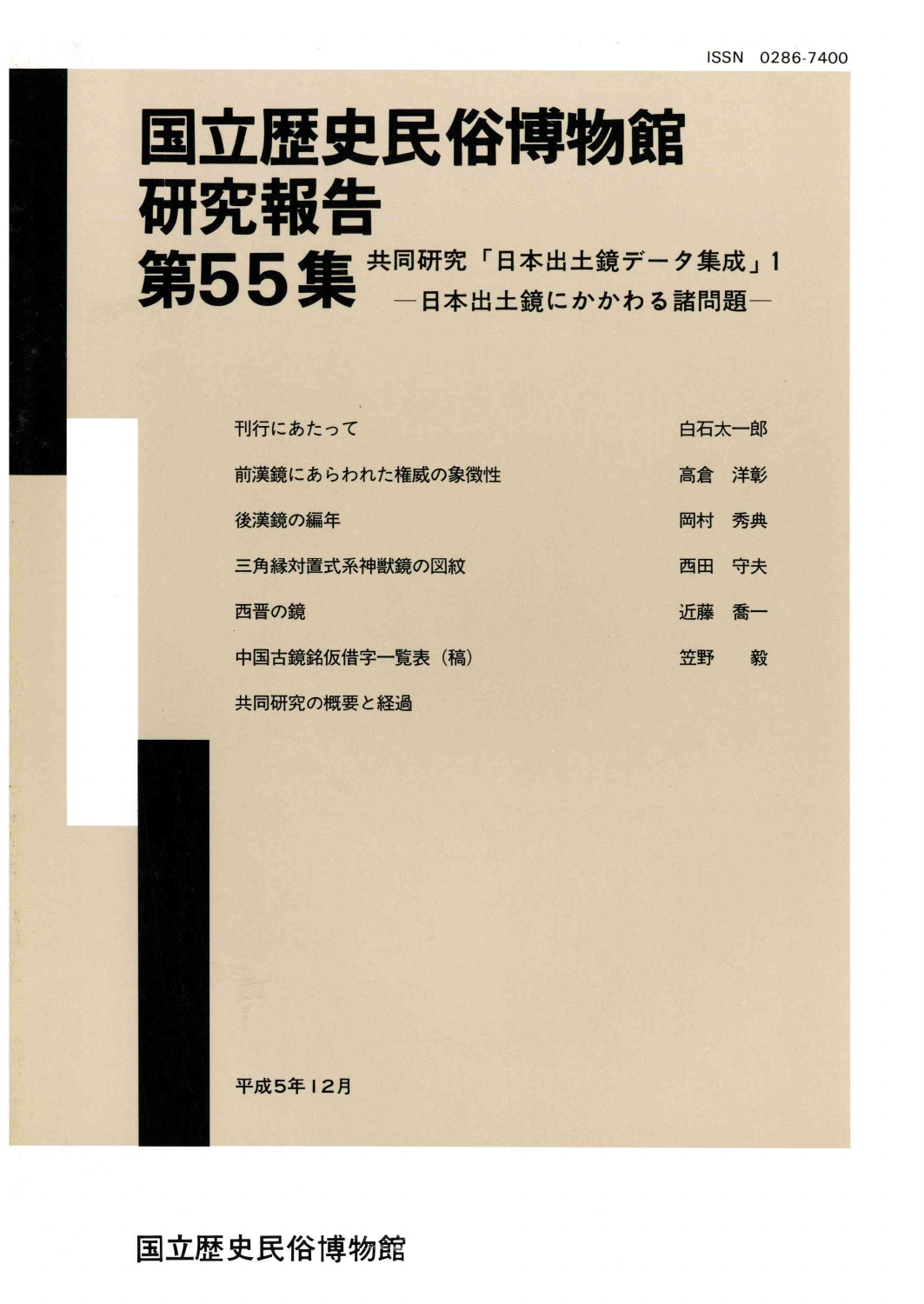ISSN 0286-7400

# 国立歴史民俗博物館研究報告

# 第55集

## 共同研究「日本出土鏡データ集成」1
### —日本出土鏡にかかわる諸問題—

| | |
|---|---|
| 刊行にあたって | 白石太一郎 |
| 前漢鏡にあらわれた権威の象徴性 | 高倉　洋彰 |
| 後漢鏡の編年 | 岡村　秀典 |
| 三角縁対置式系神獣鏡の図紋 | 西田　守夫 |
| 西晋の鏡 | 近藤　喬一 |
| 中国古鏡銘仮借字一覧表（稿） | 笠野　　毅 |
| 共同研究の概要と経過 | |

平成5年12月

国立歴史民俗博物館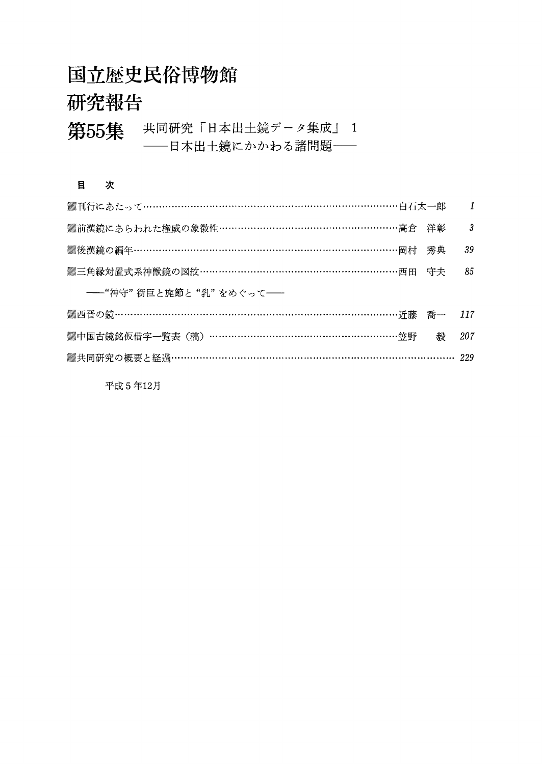# 国立歴史民俗博物館
# 研究報告
## 第55集　共同研究「日本出土鏡データ集成」 1
### ——日本出土鏡にかかわる諸問題——

**目　次**

- 刊行にあたって……………………………………………………………………白石太一郎　1
- 前漢鏡にあらわれた権威の象徴性………………………………………………高倉　洋彰　3
- 後漢鏡の編年…………………………………………………………………………岡村　秀典　39
- 三角縁対置式系神獣鏡の図紋………………………………………………………西田　守夫　85
  ——“神守” 銜巨と旄節と “乳” をめぐって——
- 西晋の鏡………………………………………………………………………………近藤　喬一　117
- 中国古鏡銘仮借字一覧表（稿）……………………………………………………笠野　毅　207
- 共同研究の概要と経過…………………………………………………………………………229

平成５年12月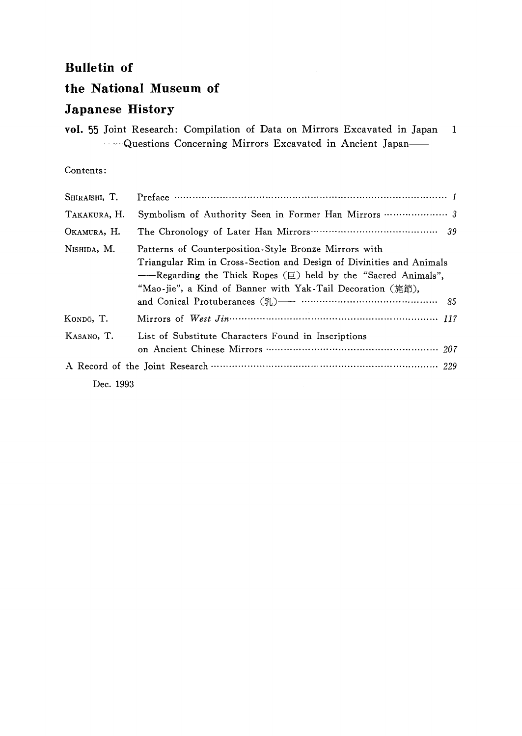# Bulletin of
# the National Museum of
# Japanese History

**vol.** 55 Joint Research: Compilation of Data on Mirrors Excavated in Japan 1
——Questions Concerning Mirrors Excavated in Ancient Japan——

Contents:

| | | |
|---|---|---|
| SHIRAISHI, T. | Preface | *1* |
| TAKAKURA, H. | Symbolism of Authority Seen in Former Han Mirrors | *3* |
| OKAMURA, H. | The Chronology of Later Han Mirrors | *39* |
| NISHIDA, M. | Patterns of Counterposition-Style Bronze Mirrors with Triangular Rim in Cross-Section and Design of Divinities and Animals ——Regarding the Thick Ropes (巨) held by the "Sacred Animals", "Mao-jie", a Kind of Banner with Yak-Tail Decoration (旄節), and Conical Protuberances (乳)—— | *85* |
| KONDŌ, T. | Mirrors of *West Jin* | *117* |
| KASANO, T. | List of Substitute Characters Found in Inscriptions on Ancient Chinese Mirrors | *207* |
| A Record of the Joint Research | | *229* |

Dec. 1993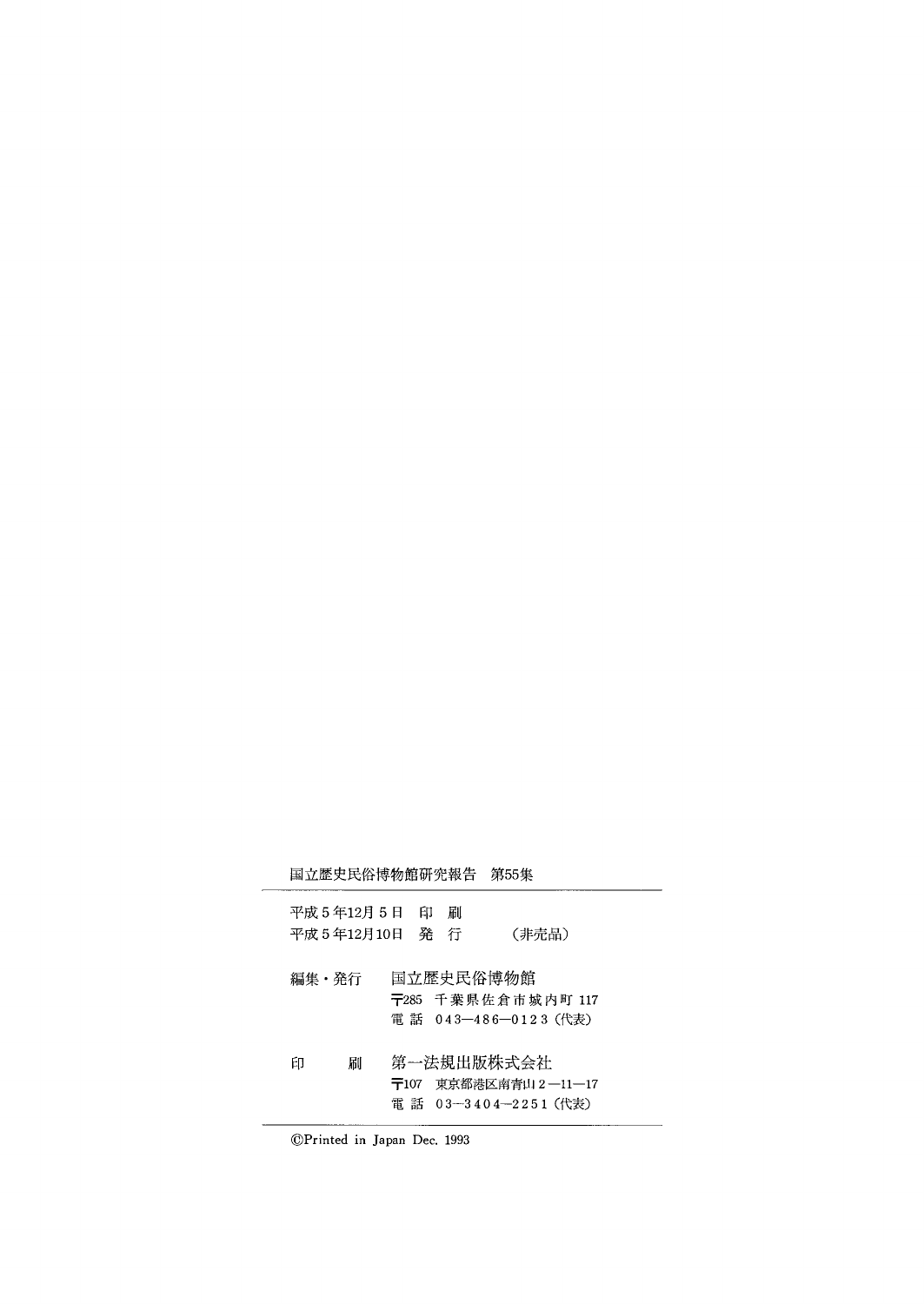国立歴史民俗博物館研究報告　第55集

---

平成５年12月５日　印　刷

平成５年12月10日　発　行　　　（非売品）

編集・発行　国立歴史民俗博物館

〒285　千葉県佐倉市城内町 117

電 話　043─486─0123（代表）

印　　刷　第一法規出版株式会社

〒107　東京都港区南青山２─11─17

電 話　03─3404─2251（代表）

---

©Printed in Japan Dec. 1993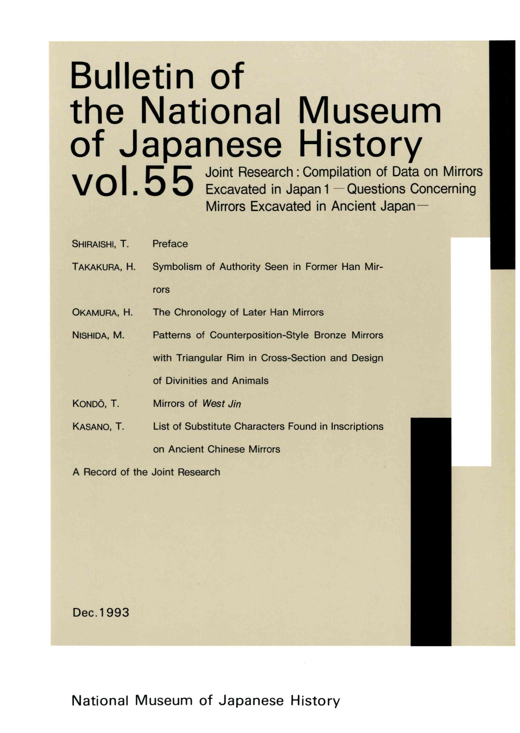# Bulletin of the National Museum of Japanese History vol.55

Joint Research : Compilation of Data on Mirrors Excavated in Japan 1 — Questions Concerning Mirrors Excavated in Ancient Japan—

| | |
|---|---|
| SHIRAISHI, T. | Preface |
| TAKAKURA, H. | Symbolism of Authority Seen in Former Han Mirrors |
| OKAMURA, H. | The Chronology of Later Han Mirrors |
| NISHIDA, M. | Patterns of Counterposition-Style Bronze Mirrors with Triangular Rim in Cross-Section and Design of Divinities and Animals |
| KONDŌ, T. | Mirrors of *West Jin* |
| KASANO, T. | List of Substitute Characters Found in Inscriptions on Ancient Chinese Mirrors |

A Record of the Joint Research

Dec.1993

National Museum of Japanese History